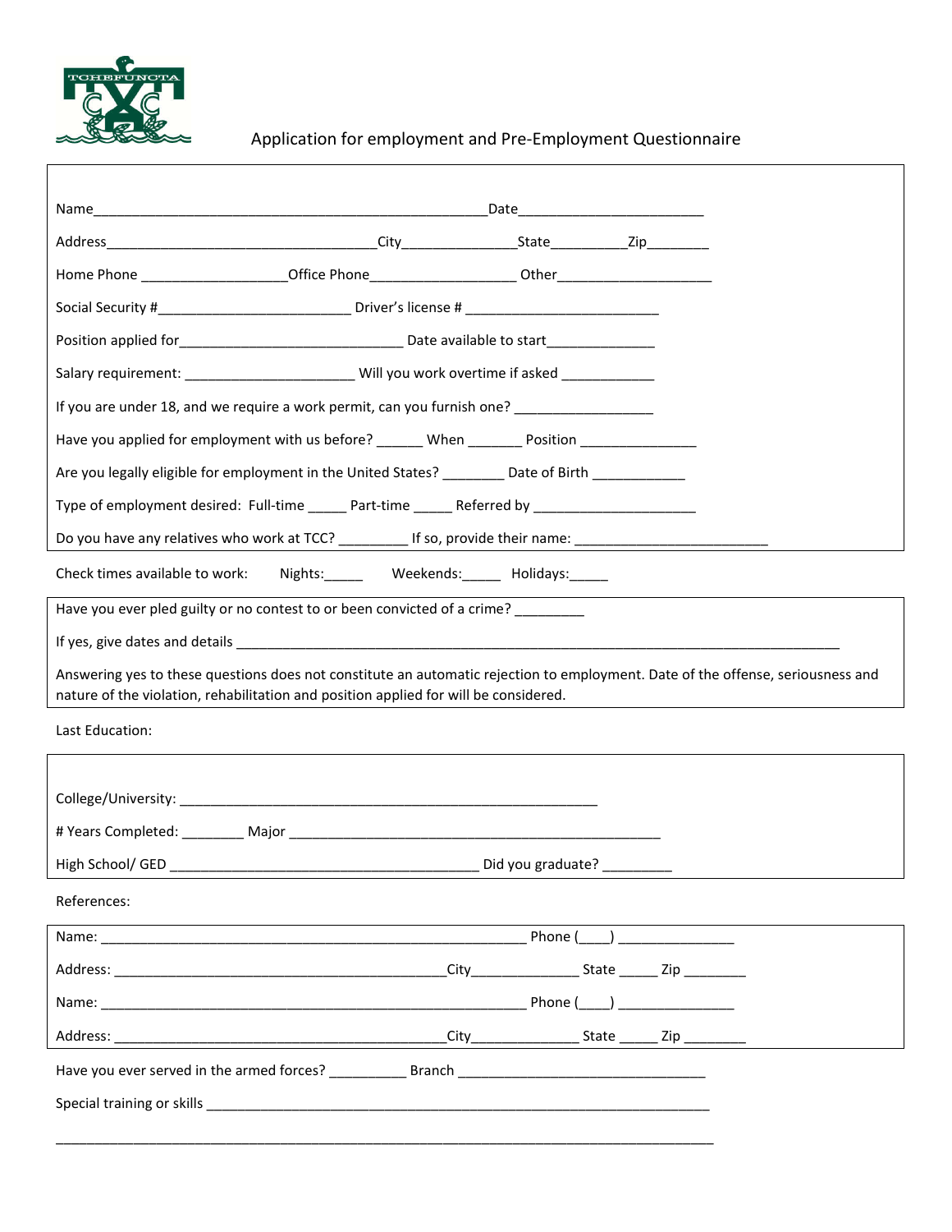TCHEFUNCTA

# Application for employment and Pre-Employment Questionnaire

Name_______________________________________________Date______________________

Address________________________________City______________State_________Zip________

Home Phone _________________Office Phone_________________ Other__________________

Social Security #______________________ Driver's license # ______________________

Position applied for___________________________ Date available to start_____________

Salary requirement: ____________________ Will you work overtime if asked ___________

If you are under 18, and we require a work permit, can you furnish one? ________________

Have you applied for employment with us before? ______ When _______ Position ______________

Are you legally eligible for employment in the United States? ________ Date of Birth ____________

Type of employment desired: Full-time _____ Part-time _____ Referred by ____________________

Do you have any relatives who work at TCC? _________ If so, provide their name: _______________________

Check times available to work: Nights:_____ Weekends:_____ Holidays:_____

Have you ever pled guilty or no contest to or been convicted of a crime? _________

If yes, give dates and details ______________________________________________________________

Answering yes to these questions does not constitute an automatic rejection to employment. Date of the offense, seriousness and nature of the violation, rehabilitation and position applied for will be considered.

Last Education:

College/University: _____________________________________________________

# Years Completed: ________ Major ____________________________________________

High School/ GED ___________________________________ Did you graduate? _________

References:

Name: ________________________________________________ Phone (____) ______________

Address: ____________________________________City_____________ State _____ Zip ________

Name: ________________________________________________ Phone (____) ______________

Address: ____________________________________City_____________ State _____ Zip ________

Have you ever served in the armed forces? __________ Branch ______________________________

Special training or skills ___________________________________________________________

_____________________________________________________________________________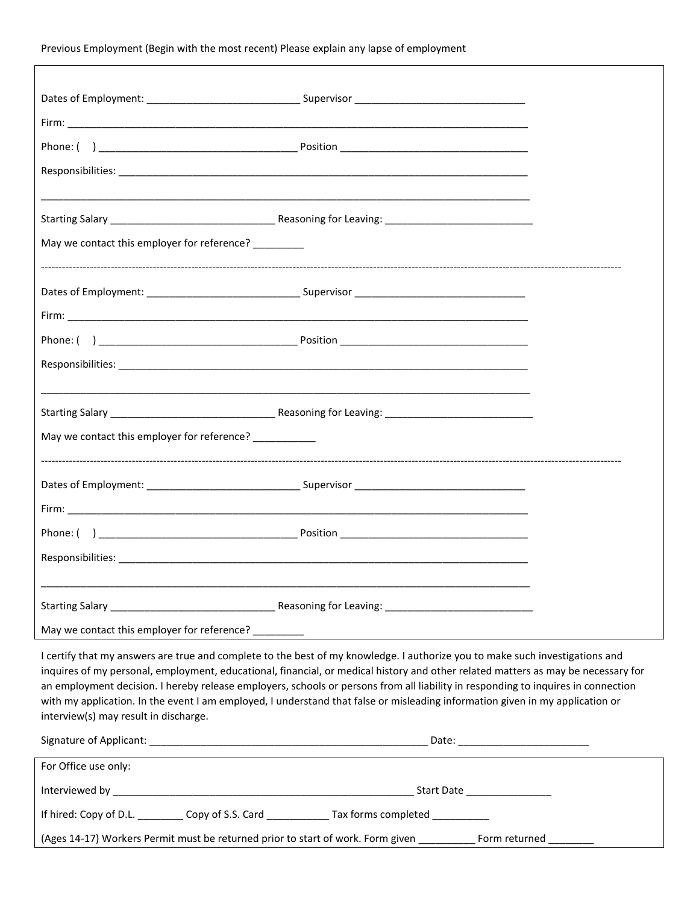Previous Employment (Begin with the most recent) Please explain any lapse of employment

Dates of Employment: ___________________________ Supervisor ______________________________

Firm: ________________________________________________________________________________

Phone: (    ) ___________________________________ Position __________________________________

Responsibilities: __________________________________________________________________________

_____________________________________________________________________________________

Starting Salary ______________________________ Reasoning for Leaving: ___________________________

May we contact this employer for reference? _________

------------------------------------------------------------------------------------------------------------------------------------------------------------

Dates of Employment: ___________________________ Supervisor ______________________________

Firm: ________________________________________________________________________________

Phone: (    ) ___________________________________ Position __________________________________

Responsibilities: __________________________________________________________________________

_____________________________________________________________________________________

Starting Salary ______________________________ Reasoning for Leaving: ___________________________

May we contact this employer for reference? ___________

------------------------------------------------------------------------------------------------------------------------------------------------------------

Dates of Employment: ___________________________ Supervisor ______________________________

Firm: ________________________________________________________________________________

Phone: (    ) ___________________________________ Position __________________________________

Responsibilities: __________________________________________________________________________

_____________________________________________________________________________________

Starting Salary ______________________________ Reasoning for Leaving: ___________________________

May we contact this employer for reference? _________

I certify that my answers are true and complete to the best of my knowledge. I authorize you to make such investigations and inquires of my personal, employment, educational, financial, or medical history and other related matters as may be necessary for an employment decision. I hereby release employers, schools or persons from all liability in responding to inquires in connection with my application. In the event I am employed, I understand that false or misleading information given in my application or interview(s) may result in discharge.

Signature of Applicant: __________________________________________________ Date: _______________________

For Office use only:

Interviewed by ______________________________________________________ Start Date _______________

If hired: Copy of D.L. ________ Copy of S.S. Card ___________ Tax forms completed __________

(Ages 14-17) Workers Permit must be returned prior to start of work. Form given __________ Form returned ________